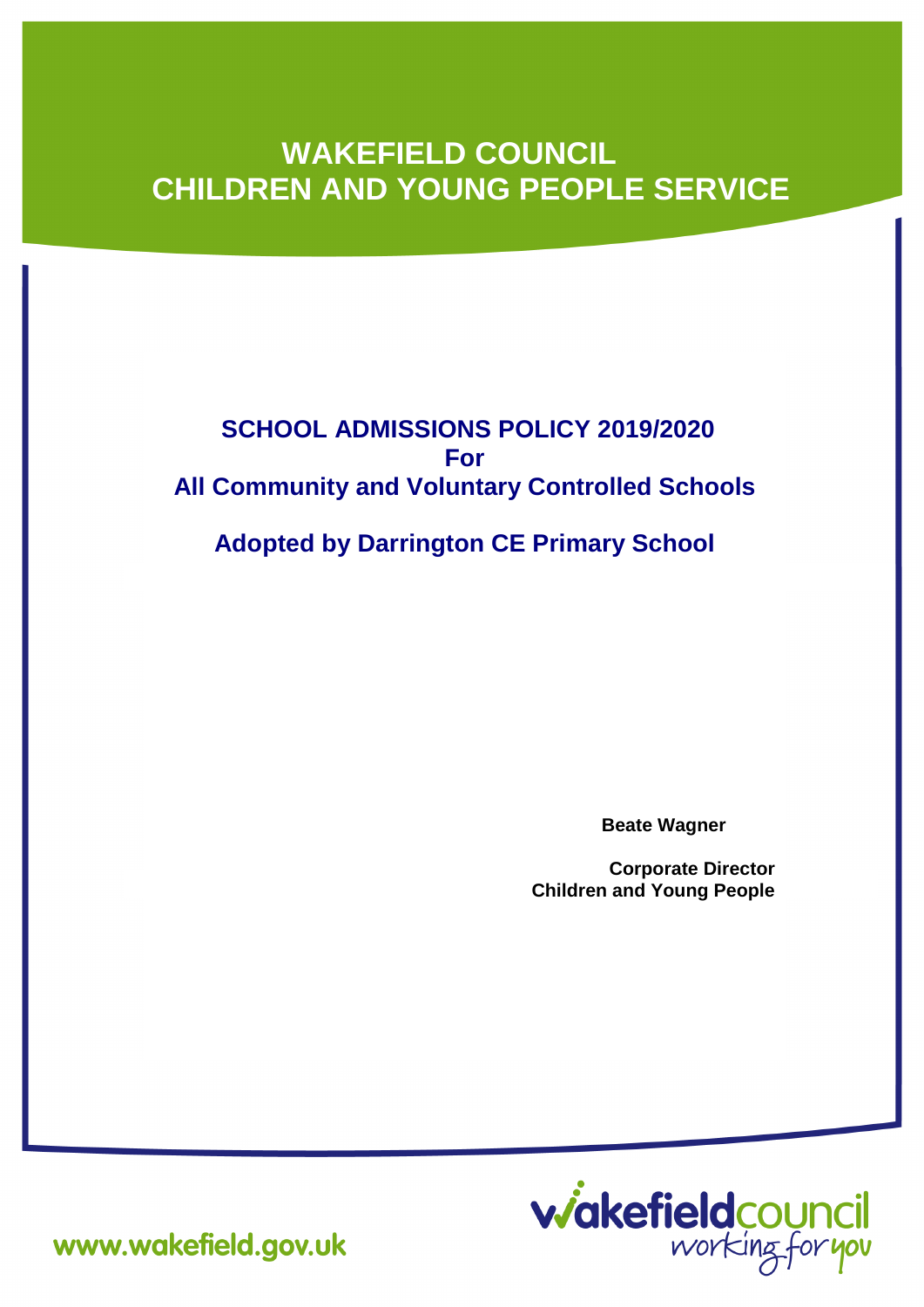# WAKEFIELD COUNCIL
# CHILDREN AND YOUNG PEOPLE SERVICE

## SCHOOL ADMISSIONS POLICY 2019/2020
## For
## All Community and Voluntary Controlled Schools

## Adopted by Darrington CE Primary School

**Beate Wagner**

**Corporate Director**
**Children and Young People**

www.wakefield.gov.uk

wakefieldcouncil working for you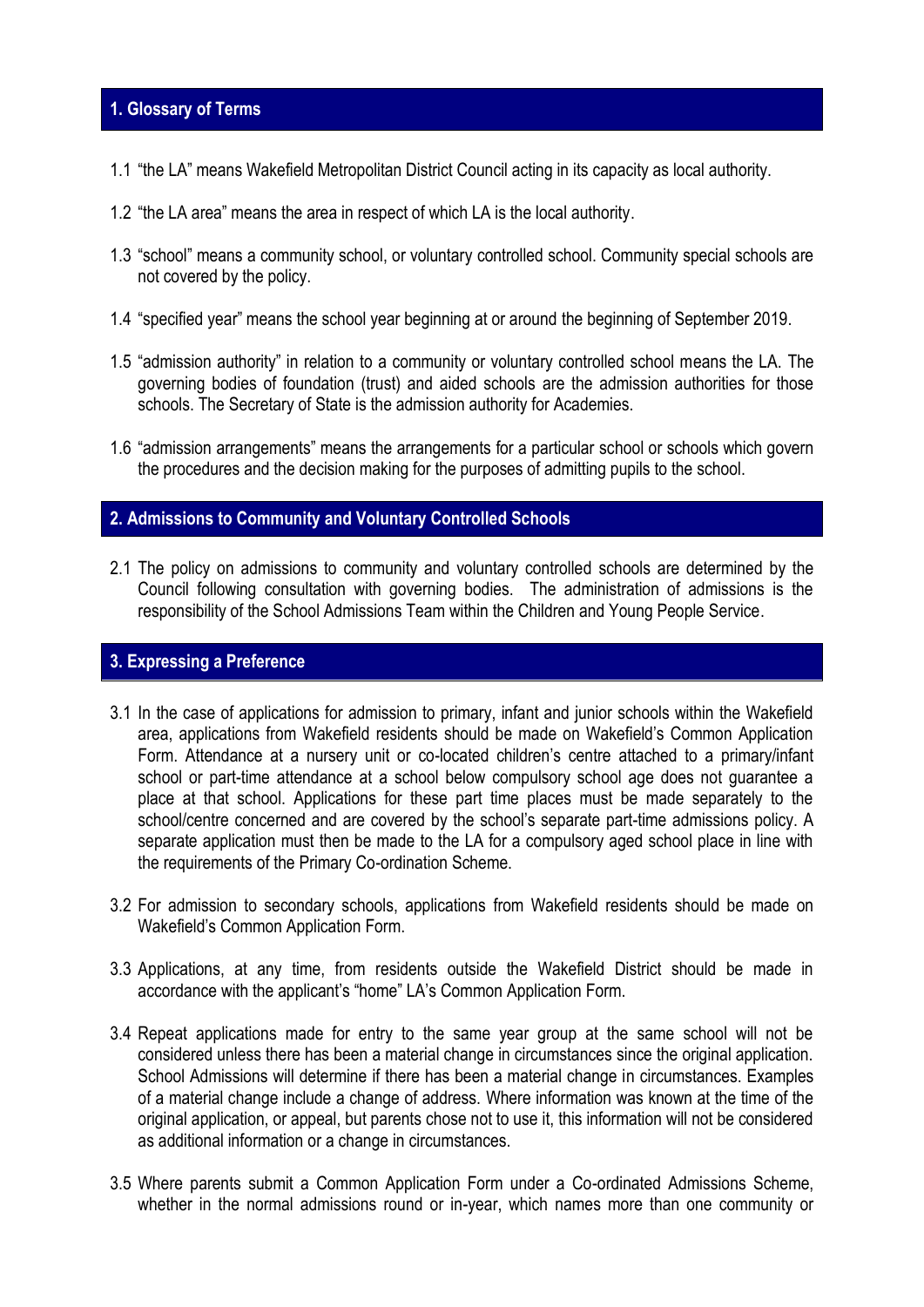## 1. Glossary of Terms

1.1 "the LA" means Wakefield Metropolitan District Council acting in its capacity as local authority.

1.2 "the LA area" means the area in respect of which LA is the local authority.

1.3 "school" means a community school, or voluntary controlled school. Community special schools are not covered by the policy.

1.4 "specified year" means the school year beginning at or around the beginning of September 2019.

1.5 "admission authority" in relation to a community or voluntary controlled school means the LA. The governing bodies of foundation (trust) and aided schools are the admission authorities for those schools. The Secretary of State is the admission authority for Academies.

1.6 "admission arrangements" means the arrangements for a particular school or schools which govern the procedures and the decision making for the purposes of admitting pupils to the school.

## 2. Admissions to Community and Voluntary Controlled Schools

2.1 The policy on admissions to community and voluntary controlled schools are determined by the Council following consultation with governing bodies. The administration of admissions is the responsibility of the School Admissions Team within the Children and Young People Service.

## 3. Expressing a Preference

3.1 In the case of applications for admission to primary, infant and junior schools within the Wakefield area, applications from Wakefield residents should be made on Wakefield's Common Application Form. Attendance at a nursery unit or co-located children's centre attached to a primary/infant school or part-time attendance at a school below compulsory school age does not guarantee a place at that school. Applications for these part time places must be made separately to the school/centre concerned and are covered by the school's separate part-time admissions policy. A separate application must then be made to the LA for a compulsory aged school place in line with the requirements of the Primary Co-ordination Scheme.

3.2 For admission to secondary schools, applications from Wakefield residents should be made on Wakefield's Common Application Form.

3.3 Applications, at any time, from residents outside the Wakefield District should be made in accordance with the applicant's "home" LA's Common Application Form.

3.4 Repeat applications made for entry to the same year group at the same school will not be considered unless there has been a material change in circumstances since the original application. School Admissions will determine if there has been a material change in circumstances. Examples of a material change include a change of address. Where information was known at the time of the original application, or appeal, but parents chose not to use it, this information will not be considered as additional information or a change in circumstances.

3.5 Where parents submit a Common Application Form under a Co-ordinated Admissions Scheme, whether in the normal admissions round or in-year, which names more than one community or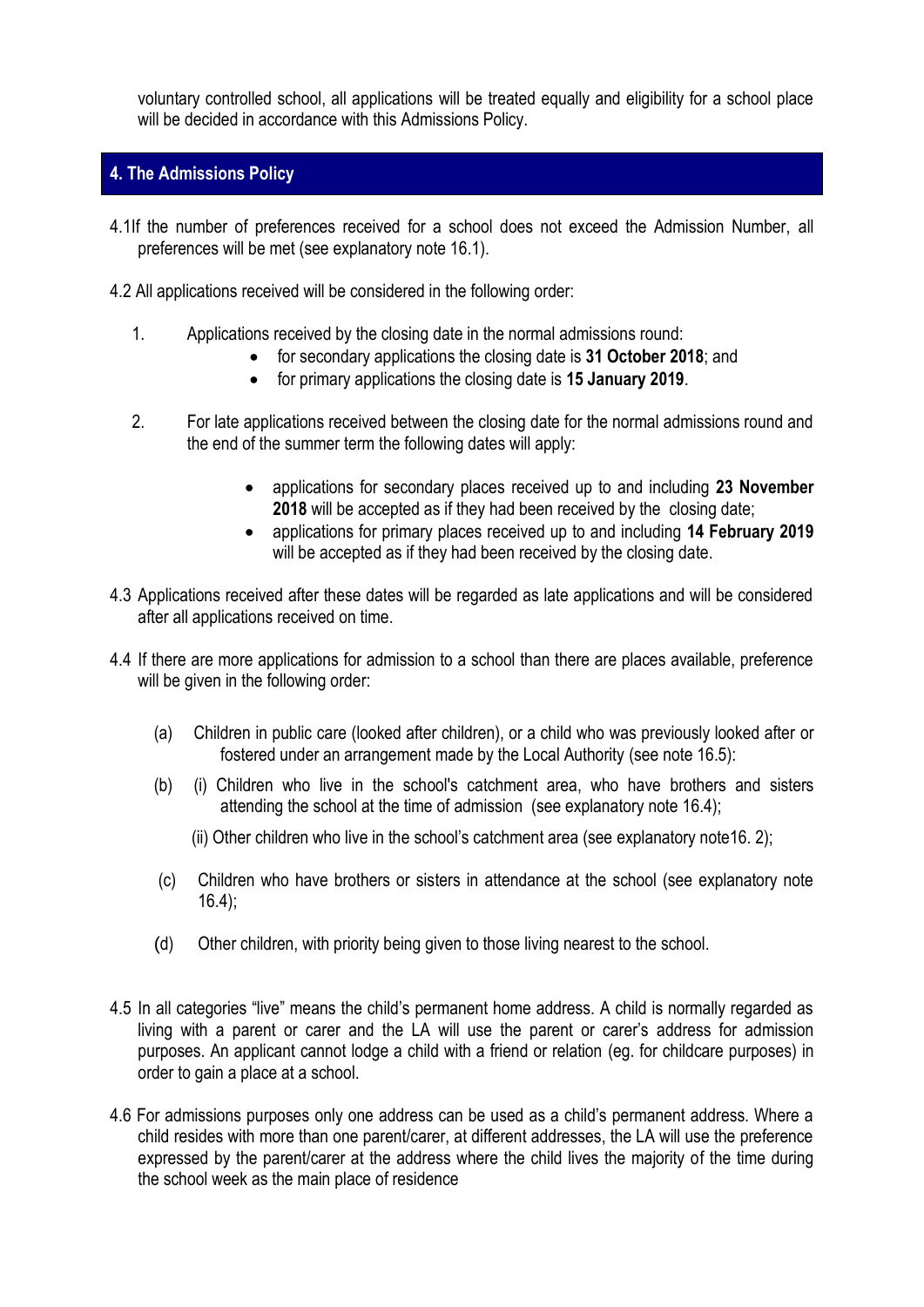voluntary controlled school, all applications will be treated equally and eligibility for a school place will be decided in accordance with this Admissions Policy.

## 4. The Admissions Policy

4.1 If the number of preferences received for a school does not exceed the Admission Number, all preferences will be met (see explanatory note 16.1).

4.2 All applications received will be considered in the following order:

1. Applications received by the closing date in the normal admissions round:
   - for secondary applications the closing date is **31 October 2018**; and
   - for primary applications the closing date is **15 January 2019**.

2. For late applications received between the closing date for the normal admissions round and the end of the summer term the following dates will apply:
   - applications for secondary places received up to and including **23 November 2018** will be accepted as if they had been received by the closing date;
   - applications for primary places received up to and including **14 February 2019** will be accepted as if they had been received by the closing date.

4.3 Applications received after these dates will be regarded as late applications and will be considered after all applications received on time.

4.4 If there are more applications for admission to a school than there are places available, preference will be given in the following order:

(a) Children in public care (looked after children), or a child who was previously looked after or fostered under an arrangement made by the Local Authority (see note 16.5):

(b) (i) Children who live in the school's catchment area, who have brothers and sisters attending the school at the time of admission (see explanatory note 16.4);

(ii) Other children who live in the school's catchment area (see explanatory note16. 2);

(c) Children who have brothers or sisters in attendance at the school (see explanatory note 16.4);

(d) Other children, with priority being given to those living nearest to the school.

4.5 In all categories "live" means the child's permanent home address. A child is normally regarded as living with a parent or carer and the LA will use the parent or carer's address for admission purposes. An applicant cannot lodge a child with a friend or relation (eg. for childcare purposes) in order to gain a place at a school.

4.6 For admissions purposes only one address can be used as a child's permanent address. Where a child resides with more than one parent/carer, at different addresses, the LA will use the preference expressed by the parent/carer at the address where the child lives the majority of the time during the school week as the main place of residence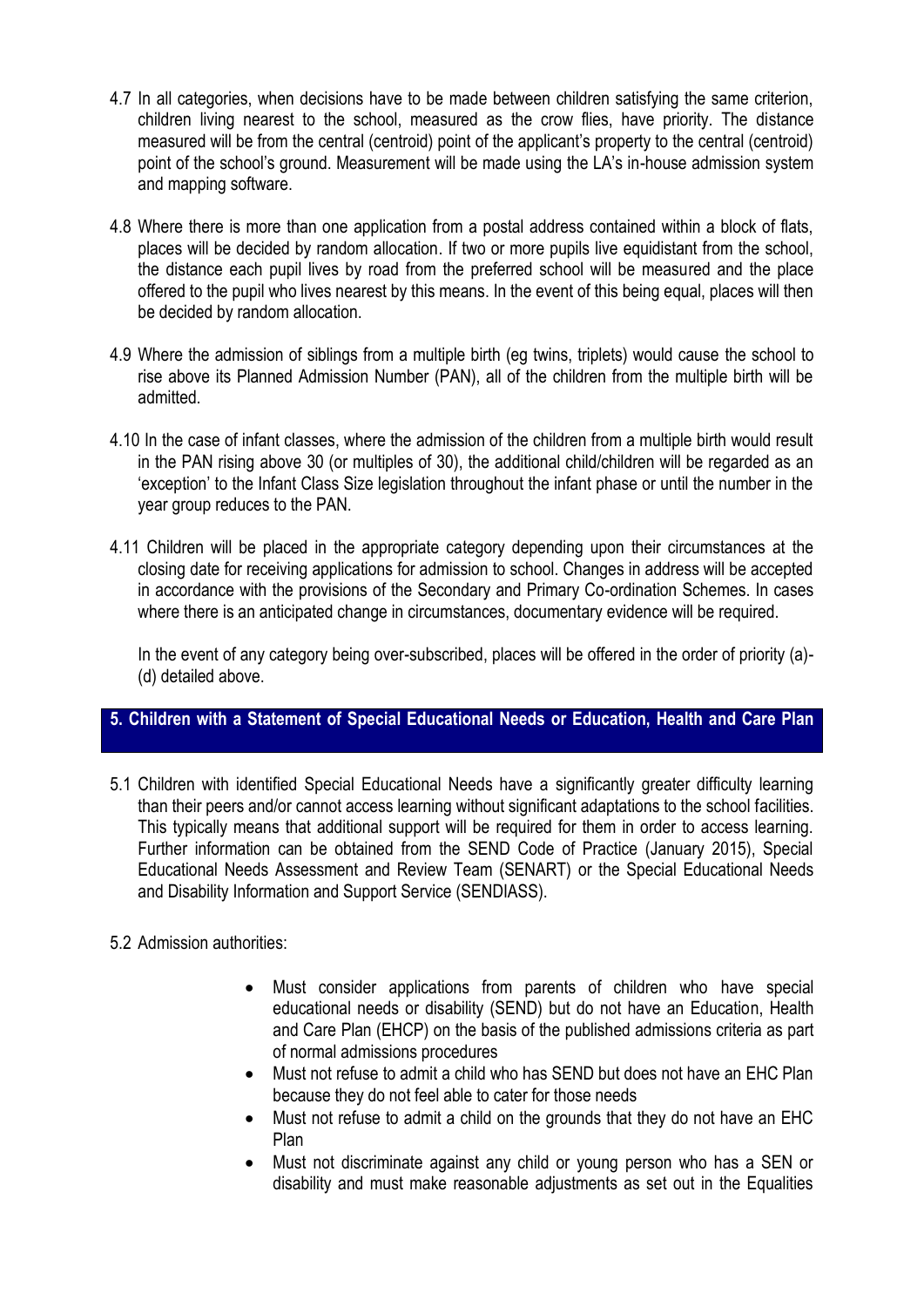4.7 In all categories, when decisions have to be made between children satisfying the same criterion, children living nearest to the school, measured as the crow flies, have priority. The distance measured will be from the central (centroid) point of the applicant's property to the central (centroid) point of the school's ground. Measurement will be made using the LA's in-house admission system and mapping software.

4.8 Where there is more than one application from a postal address contained within a block of flats, places will be decided by random allocation. If two or more pupils live equidistant from the school, the distance each pupil lives by road from the preferred school will be measured and the place offered to the pupil who lives nearest by this means. In the event of this being equal, places will then be decided by random allocation.

4.9 Where the admission of siblings from a multiple birth (eg twins, triplets) would cause the school to rise above its Planned Admission Number (PAN), all of the children from the multiple birth will be admitted.

4.10 In the case of infant classes, where the admission of the children from a multiple birth would result in the PAN rising above 30 (or multiples of 30), the additional child/children will be regarded as an 'exception' to the Infant Class Size legislation throughout the infant phase or until the number in the year group reduces to the PAN.

4.11 Children will be placed in the appropriate category depending upon their circumstances at the closing date for receiving applications for admission to school. Changes in address will be accepted in accordance with the provisions of the Secondary and Primary Co-ordination Schemes. In cases where there is an anticipated change in circumstances, documentary evidence will be required.

In the event of any category being over-subscribed, places will be offered in the order of priority (a)-(d) detailed above.

## 5. Children with a Statement of Special Educational Needs or Education, Health and Care Plan

5.1 Children with identified Special Educational Needs have a significantly greater difficulty learning than their peers and/or cannot access learning without significant adaptations to the school facilities. This typically means that additional support will be required for them in order to access learning. Further information can be obtained from the SEND Code of Practice (January 2015), Special Educational Needs Assessment and Review Team (SENART) or the Special Educational Needs and Disability Information and Support Service (SENDIASS).

5.2 Admission authorities:

- Must consider applications from parents of children who have special educational needs or disability (SEND) but do not have an Education, Health and Care Plan (EHCP) on the basis of the published admissions criteria as part of normal admissions procedures
- Must not refuse to admit a child who has SEND but does not have an EHC Plan because they do not feel able to cater for those needs
- Must not refuse to admit a child on the grounds that they do not have an EHC Plan
- Must not discriminate against any child or young person who has a SEN or disability and must make reasonable adjustments as set out in the Equalities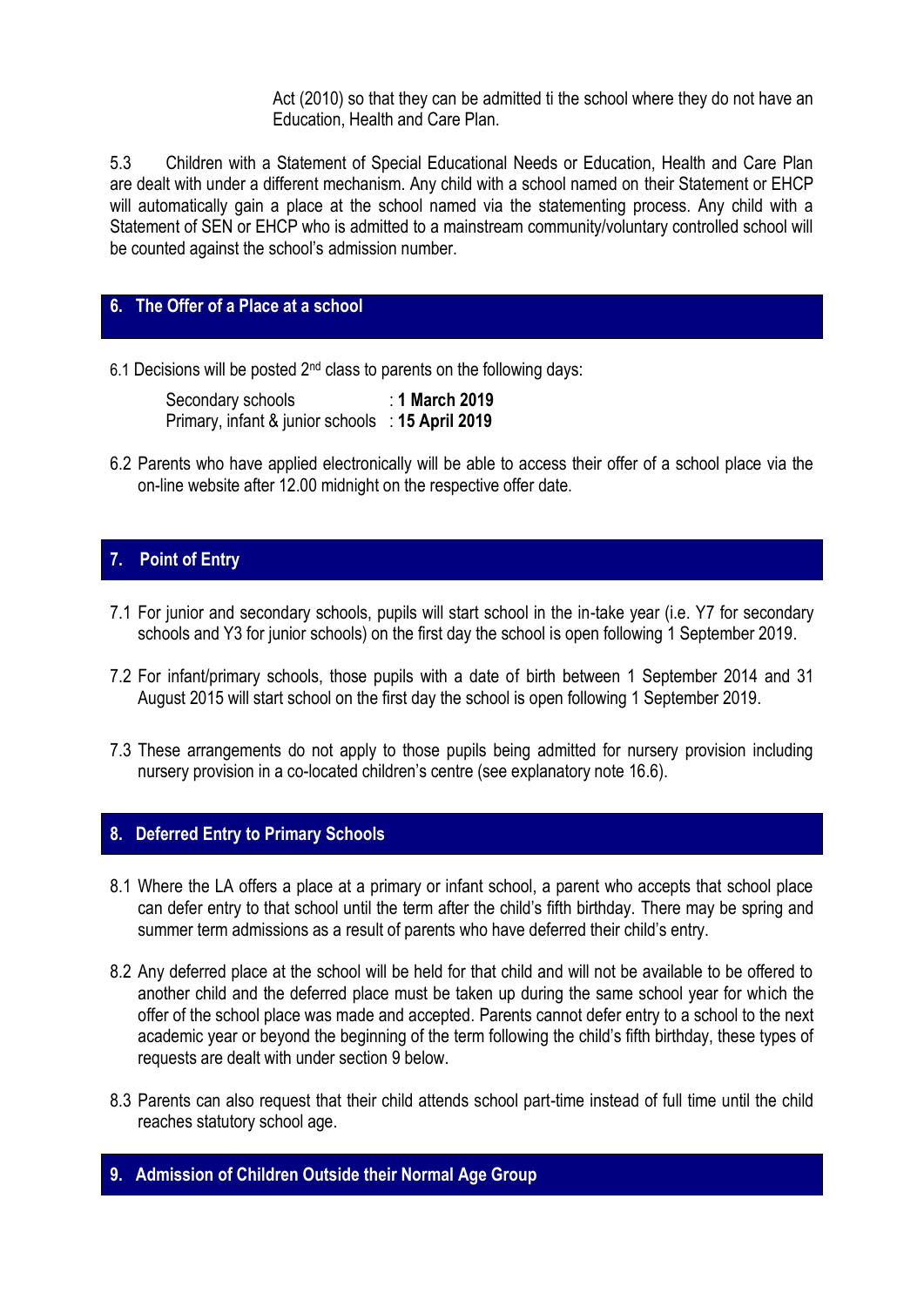Act (2010) so that they can be admitted ti the school where they do not have an Education, Health and Care Plan.

5.3 Children with a Statement of Special Educational Needs or Education, Health and Care Plan are dealt with under a different mechanism. Any child with a school named on their Statement or EHCP will automatically gain a place at the school named via the statementing process. Any child with a Statement of SEN or EHCP who is admitted to a mainstream community/voluntary controlled school will be counted against the school's admission number.

## 6. The Offer of a Place at a school

6.1 Decisions will be posted 2nd class to parents on the following days:

Secondary schools : **1 March 2019**
Primary, infant & junior schools : **15 April 2019**

6.2 Parents who have applied electronically will be able to access their offer of a school place via the on-line website after 12.00 midnight on the respective offer date.

## 7. Point of Entry

7.1 For junior and secondary schools, pupils will start school in the in-take year (i.e. Y7 for secondary schools and Y3 for junior schools) on the first day the school is open following 1 September 2019.

7.2 For infant/primary schools, those pupils with a date of birth between 1 September 2014 and 31 August 2015 will start school on the first day the school is open following 1 September 2019.

7.3 These arrangements do not apply to those pupils being admitted for nursery provision including nursery provision in a co-located children's centre (see explanatory note 16.6).

## 8. Deferred Entry to Primary Schools

8.1 Where the LA offers a place at a primary or infant school, a parent who accepts that school place can defer entry to that school until the term after the child's fifth birthday. There may be spring and summer term admissions as a result of parents who have deferred their child's entry.

8.2 Any deferred place at the school will be held for that child and will not be available to be offered to another child and the deferred place must be taken up during the same school year for which the offer of the school place was made and accepted. Parents cannot defer entry to a school to the next academic year or beyond the beginning of the term following the child's fifth birthday, these types of requests are dealt with under section 9 below.

8.3 Parents can also request that their child attends school part-time instead of full time until the child reaches statutory school age.

## 9. Admission of Children Outside their Normal Age Group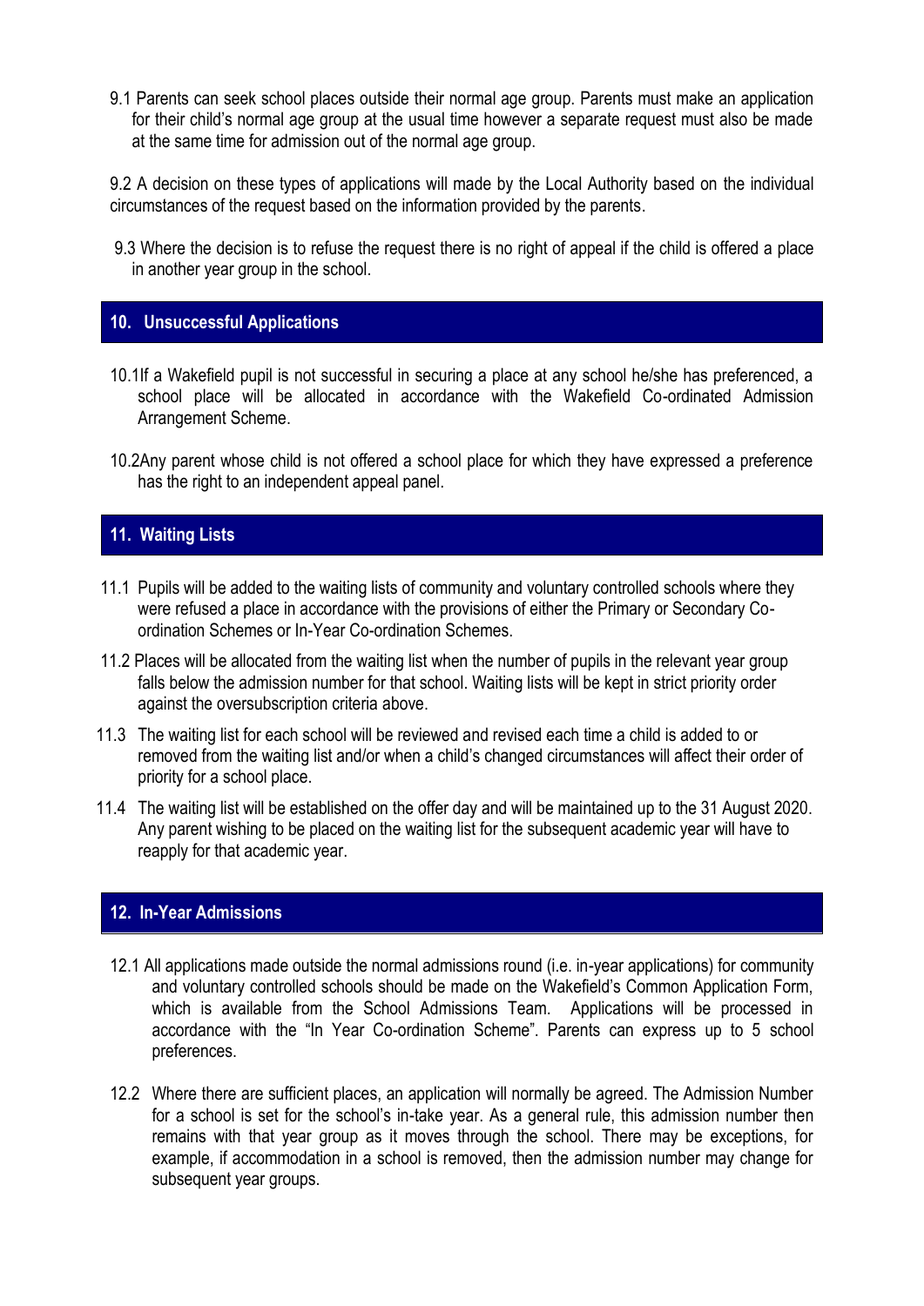9.1 Parents can seek school places outside their normal age group. Parents must make an application for their child's normal age group at the usual time however a separate request must also be made at the same time for admission out of the normal age group.

9.2 A decision on these types of applications will made by the Local Authority based on the individual circumstances of the request based on the information provided by the parents.

9.3 Where the decision is to refuse the request there is no right of appeal if the child is offered a place in another year group in the school.

## 10. Unsuccessful Applications

10.1If a Wakefield pupil is not successful in securing a place at any school he/she has preferenced, a school place will be allocated in accordance with the Wakefield Co-ordinated Admission Arrangement Scheme.

10.2Any parent whose child is not offered a school place for which they have expressed a preference has the right to an independent appeal panel.

## 11. Waiting Lists

11.1 Pupils will be added to the waiting lists of community and voluntary controlled schools where they were refused a place in accordance with the provisions of either the Primary or Secondary Co-ordination Schemes or In-Year Co-ordination Schemes.

11.2 Places will be allocated from the waiting list when the number of pupils in the relevant year group falls below the admission number for that school. Waiting lists will be kept in strict priority order against the oversubscription criteria above.

11.3 The waiting list for each school will be reviewed and revised each time a child is added to or removed from the waiting list and/or when a child's changed circumstances will affect their order of priority for a school place.

11.4 The waiting list will be established on the offer day and will be maintained up to the 31 August 2020. Any parent wishing to be placed on the waiting list for the subsequent academic year will have to reapply for that academic year.

## 12. In-Year Admissions

12.1 All applications made outside the normal admissions round (i.e. in-year applications) for community and voluntary controlled schools should be made on the Wakefield's Common Application Form, which is available from the School Admissions Team. Applications will be processed in accordance with the "In Year Co-ordination Scheme". Parents can express up to 5 school preferences.

12.2 Where there are sufficient places, an application will normally be agreed. The Admission Number for a school is set for the school's in-take year. As a general rule, this admission number then remains with that year group as it moves through the school. There may be exceptions, for example, if accommodation in a school is removed, then the admission number may change for subsequent year groups.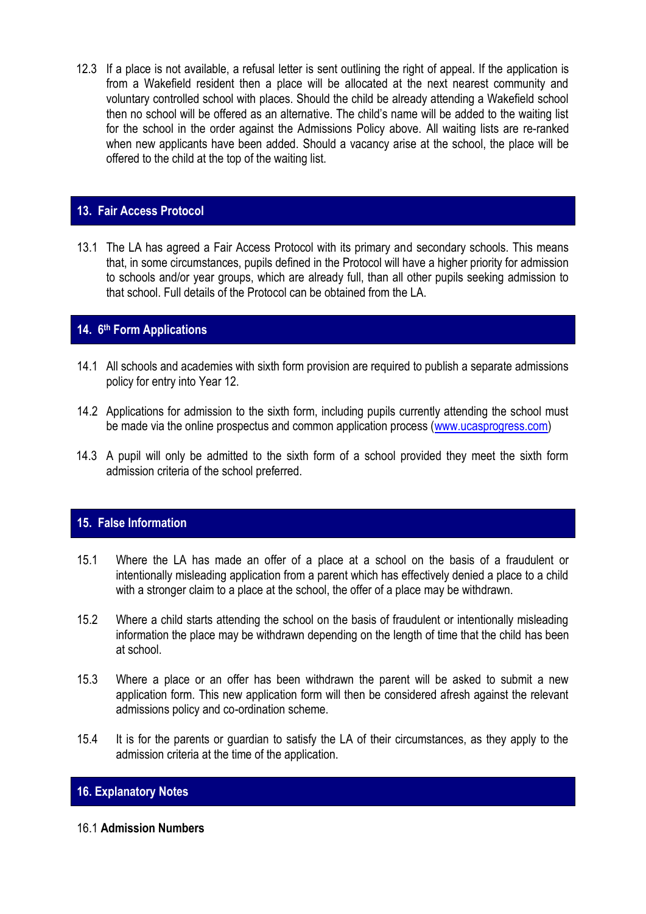12.3 If a place is not available, a refusal letter is sent outlining the right of appeal. If the application is from a Wakefield resident then a place will be allocated at the next nearest community and voluntary controlled school with places. Should the child be already attending a Wakefield school then no school will be offered as an alternative. The child's name will be added to the waiting list for the school in the order against the Admissions Policy above. All waiting lists are re-ranked when new applicants have been added. Should a vacancy arise at the school, the place will be offered to the child at the top of the waiting list.

## 13. Fair Access Protocol

13.1 The LA has agreed a Fair Access Protocol with its primary and secondary schools. This means that, in some circumstances, pupils defined in the Protocol will have a higher priority for admission to schools and/or year groups, which are already full, than all other pupils seeking admission to that school. Full details of the Protocol can be obtained from the LA.

## 14. 6th Form Applications

14.1 All schools and academies with sixth form provision are required to publish a separate admissions policy for entry into Year 12.

14.2 Applications for admission to the sixth form, including pupils currently attending the school must be made via the online prospectus and common application process (www.ucasprogress.com)

14.3 A pupil will only be admitted to the sixth form of a school provided they meet the sixth form admission criteria of the school preferred.

## 15. False Information

15.1 Where the LA has made an offer of a place at a school on the basis of a fraudulent or intentionally misleading application from a parent which has effectively denied a place to a child with a stronger claim to a place at the school, the offer of a place may be withdrawn.

15.2 Where a child starts attending the school on the basis of fraudulent or intentionally misleading information the place may be withdrawn depending on the length of time that the child has been at school.

15.3 Where a place or an offer has been withdrawn the parent will be asked to submit a new application form. This new application form will then be considered afresh against the relevant admissions policy and co-ordination scheme.

15.4 It is for the parents or guardian to satisfy the LA of their circumstances, as they apply to the admission criteria at the time of the application.

## 16. Explanatory Notes

16.1 **Admission Numbers**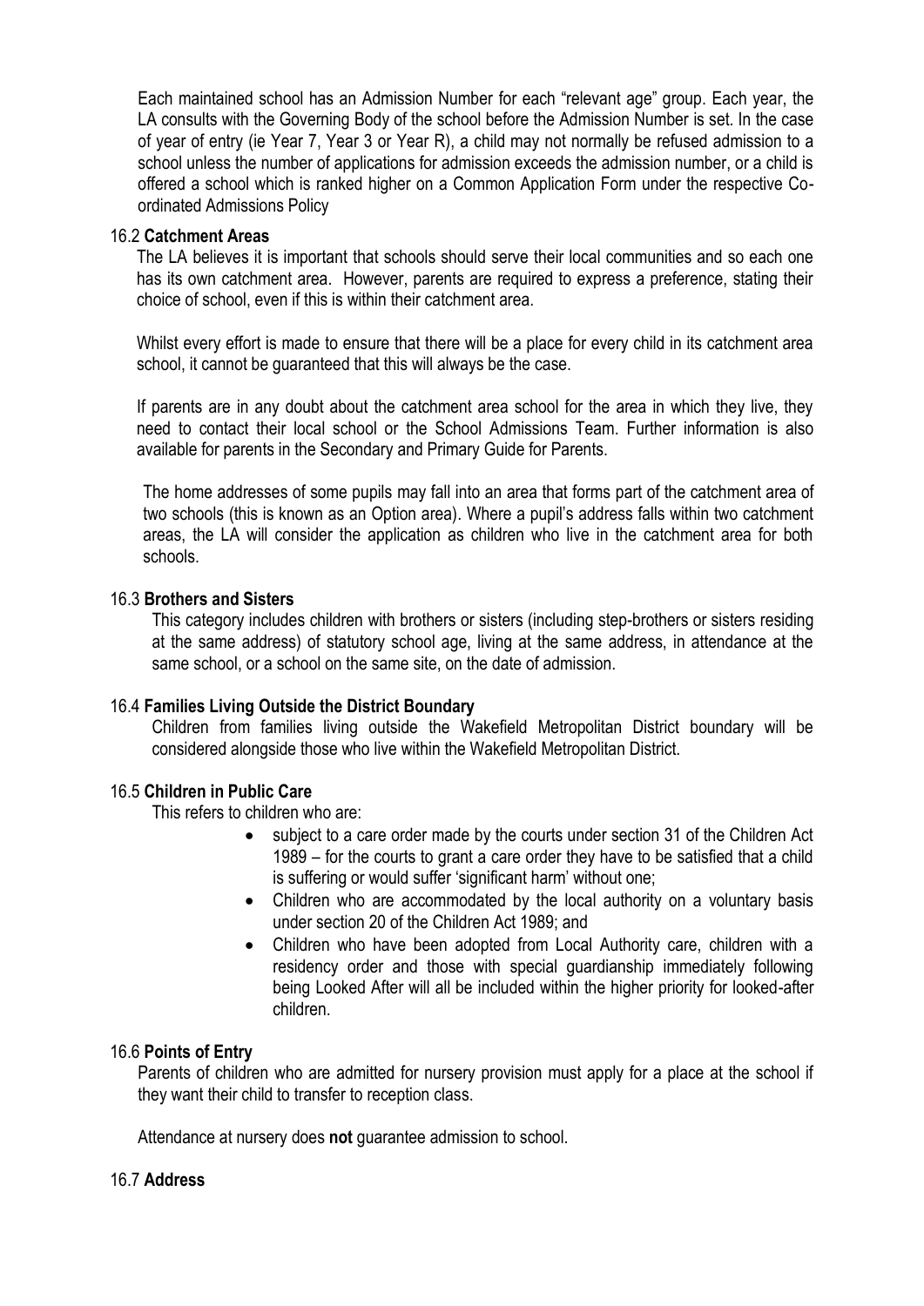Each maintained school has an Admission Number for each "relevant age" group. Each year, the LA consults with the Governing Body of the school before the Admission Number is set. In the case of year of entry (ie Year 7, Year 3 or Year R), a child may not normally be refused admission to a school unless the number of applications for admission exceeds the admission number, or a child is offered a school which is ranked higher on a Common Application Form under the respective Co-ordinated Admissions Policy

16.2 **Catchment Areas**

The LA believes it is important that schools should serve their local communities and so each one has its own catchment area. However, parents are required to express a preference, stating their choice of school, even if this is within their catchment area.

Whilst every effort is made to ensure that there will be a place for every child in its catchment area school, it cannot be guaranteed that this will always be the case.

If parents are in any doubt about the catchment area school for the area in which they live, they need to contact their local school or the School Admissions Team. Further information is also available for parents in the Secondary and Primary Guide for Parents.

The home addresses of some pupils may fall into an area that forms part of the catchment area of two schools (this is known as an Option area). Where a pupil's address falls within two catchment areas, the LA will consider the application as children who live in the catchment area for both schools.

16.3 **Brothers and Sisters**

This category includes children with brothers or sisters (including step-brothers or sisters residing at the same address) of statutory school age, living at the same address, in attendance at the same school, or a school on the same site, on the date of admission.

16.4 **Families Living Outside the District Boundary**

Children from families living outside the Wakefield Metropolitan District boundary will be considered alongside those who live within the Wakefield Metropolitan District.

16.5 **Children in Public Care**

This refers to children who are:

- subject to a care order made by the courts under section 31 of the Children Act 1989 – for the courts to grant a care order they have to be satisfied that a child is suffering or would suffer 'significant harm' without one;
- Children who are accommodated by the local authority on a voluntary basis under section 20 of the Children Act 1989; and
- Children who have been adopted from Local Authority care, children with a residency order and those with special guardianship immediately following being Looked After will all be included within the higher priority for looked-after children.

16.6 **Points of Entry**

Parents of children who are admitted for nursery provision must apply for a place at the school if they want their child to transfer to reception class.

Attendance at nursery does **not** guarantee admission to school.

16.7 **Address**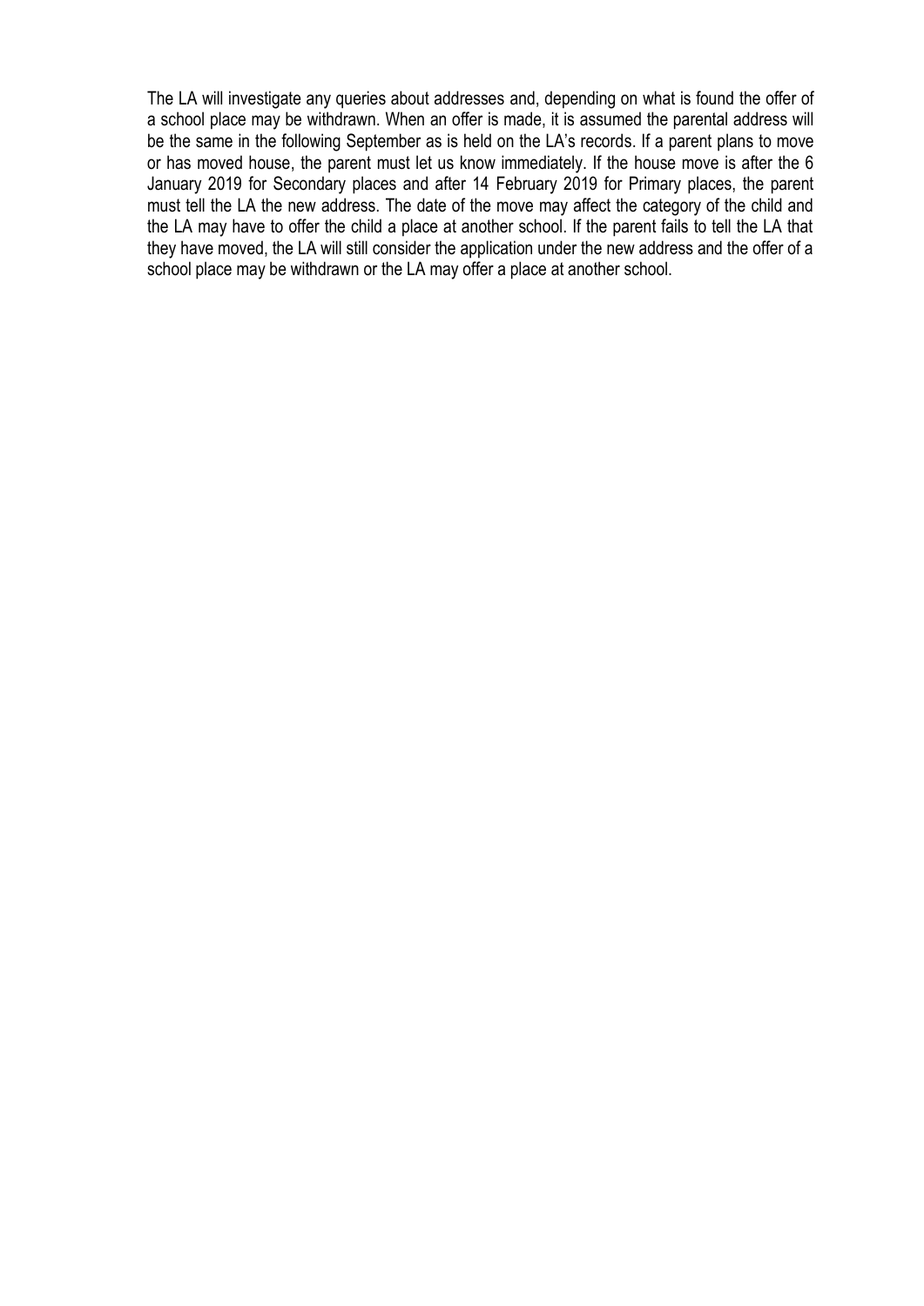The LA will investigate any queries about addresses and, depending on what is found the offer of a school place may be withdrawn. When an offer is made, it is assumed the parental address will be the same in the following September as is held on the LA's records. If a parent plans to move or has moved house, the parent must let us know immediately. If the house move is after the 6 January 2019 for Secondary places and after 14 February 2019 for Primary places, the parent must tell the LA the new address. The date of the move may affect the category of the child and the LA may have to offer the child a place at another school. If the parent fails to tell the LA that they have moved, the LA will still consider the application under the new address and the offer of a school place may be withdrawn or the LA may offer a place at another school.